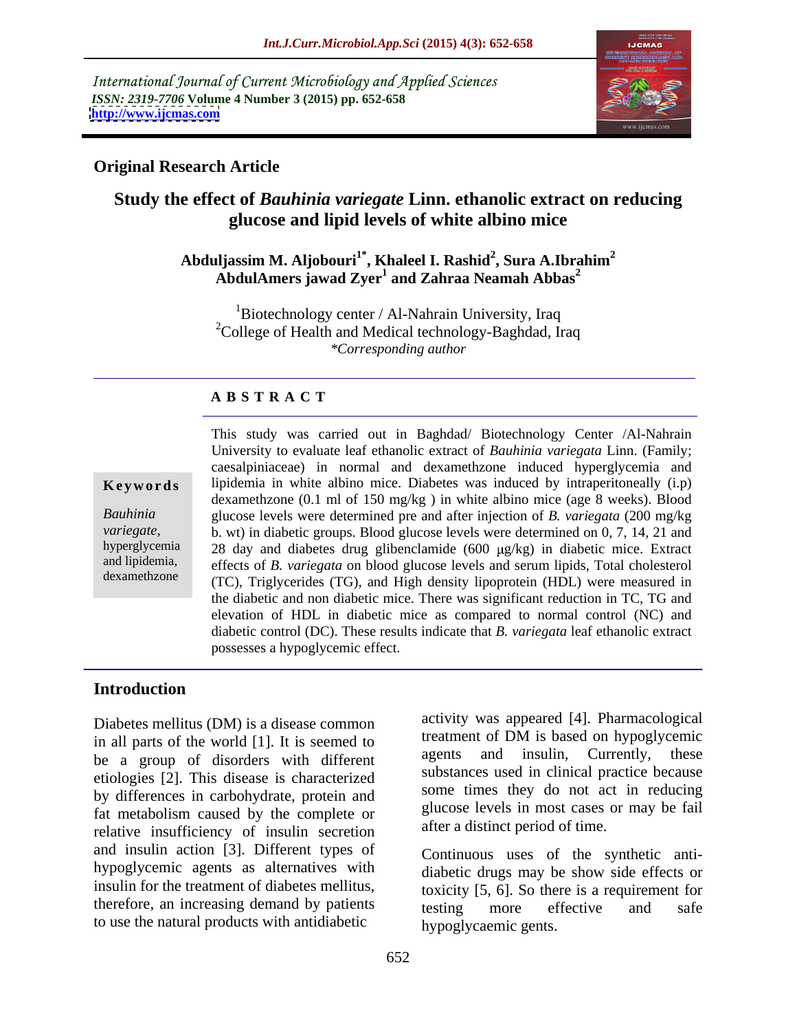International Journal of Current Microbiology and Applied Sciences
*ISSN: 2319-7706* **Volume 4 Number 3 (2015) pp. 652-658**
**http://www.ijcmas.com**

**Original Research Article**

# Study the effect of *Bauhinia variegate* Linn. ethanolic extract on reducing glucose and lipid levels of white albino mice

**Abduljassim M. Aljobouri[1*], Khaleel I. Rashid[2], Sura A.Ibrahim[2] AbdulAmers jawad Zyer[1] and Zahraa Neamah Abbas[2]**

[1]Biotechnology center / Al-Nahrain University, Iraq
[2]College of Health and Medical technology-Baghdad, Iraq
*\*Corresponding author*

## ABSTRACT

**Keywords**

*Bauhinia variegate,* hyperglycemia and lipidemia, dexamethzone

This study was carried out in Baghdad/ Biotechnology Center /Al-Nahrain University to evaluate leaf ethanolic extract of *Bauhinia variegata* Linn. (Family; caesalpiniaceae) in normal and dexamethzone induced hyperglycemia and lipidemia in white albino mice. Diabetes was induced by intraperitoneally (i.p) dexamethzone (0.1 ml of 150 mg/kg ) in white albino mice (age 8 weeks). Blood glucose levels were determined pre and after injection of *B. variegata* (200 mg/kg b. wt) in diabetic groups. Blood glucose levels were determined on 0, 7, 14, 21 and 28 day and diabetes drug glibenclamide (600 μg/kg) in diabetic mice. Extract effects of *B. variegata* on blood glucose levels and serum lipids, Total cholesterol (TC), Triglycerides (TG), and High density lipoprotein (HDL) were measured in the diabetic and non diabetic mice. There was significant reduction in TC, TG and elevation of HDL in diabetic mice as compared to normal control (NC) and diabetic control (DC). These results indicate that *B. variegata* leaf ethanolic extract possesses a hypoglycemic effect.

## Introduction

Diabetes mellitus (DM) is a disease common in all parts of the world [1]. It is seemed to be a group of disorders with different etiologies [2]. This disease is characterized by differences in carbohydrate, protein and fat metabolism caused by the complete or relative insufficiency of insulin secretion and insulin action [3]. Different types of hypoglycemic agents as alternatives with insulin for the treatment of diabetes mellitus, therefore, an increasing demand by patients to use the natural products with antidiabetic activity was appeared [4]. Pharmacological treatment of DM is based on hypoglycemic agents and insulin, Currently, these substances used in clinical practice because some times they do not act in reducing glucose levels in most cases or may be fail after a distinct period of time.

Continuous uses of the synthetic anti-diabetic drugs may be show side effects or toxicity [5, 6]. So there is a requirement for testing more effective and safe hypoglycaemic gents.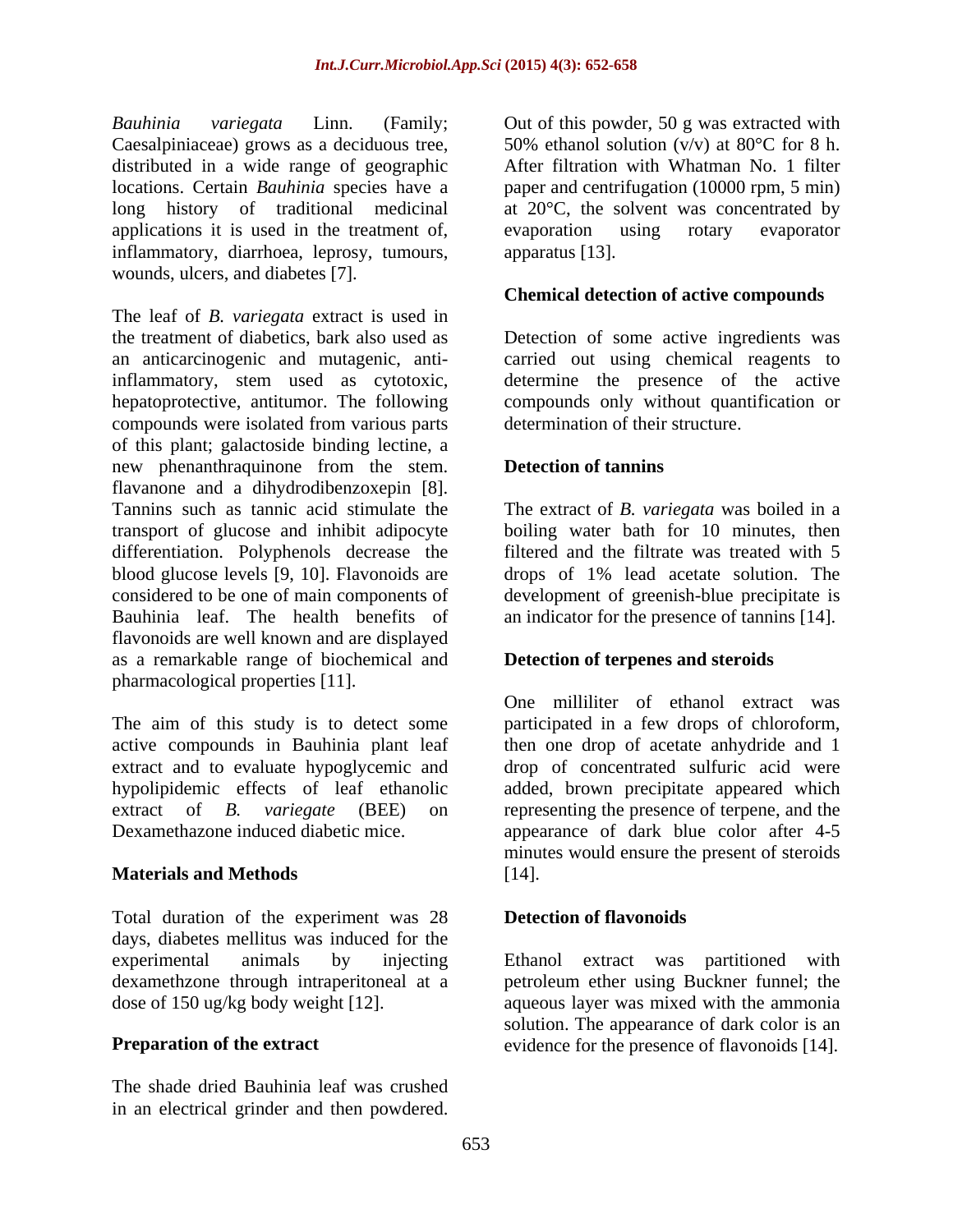*Bauhinia variegata* Linn. (Family; Caesalpiniaceae) grows as a deciduous tree, distributed in a wide range of geographic locations. Certain *Bauhinia* species have a long history of traditional medicinal applications it is used in the treatment of, inflammatory, diarrhoea, leprosy, tumours, wounds, ulcers, and diabetes [7].

The leaf of *B. variegata* extract is used in the treatment of diabetics, bark also used as an anticarcinogenic and mutagenic, anti-inflammatory, stem used as cytotoxic, hepatoprotective, antitumor. The following compounds were isolated from various parts of this plant; galactoside binding lectine, a new phenanthraquinone from the stem. flavanone and a dihydrodibenzoxepin [8]. Tannins such as tannic acid stimulate the transport of glucose and inhibit adipocyte differentiation. Polyphenols decrease the blood glucose levels [9, 10]. Flavonoids are considered to be one of main components of Bauhinia leaf. The health benefits of flavonoids are well known and are displayed as a remarkable range of biochemical and pharmacological properties [11].

The aim of this study is to detect some active compounds in Bauhinia plant leaf extract and to evaluate hypoglycemic and hypolipidemic effects of leaf ethanolic extract of *B. variegate* (BEE) on Dexamethazone induced diabetic mice.

## Materials and Methods

Total duration of the experiment was 28 days, diabetes mellitus was induced for the experimental animals by injecting dexamethzone through intraperitoneal at a dose of 150 ug/kg body weight [12].

### Preparation of the extract

The shade dried Bauhinia leaf was crushed in an electrical grinder and then powdered. Out of this powder, 50 g was extracted with 50% ethanol solution (v/v) at 80°C for 8 h. After filtration with Whatman No. 1 filter paper and centrifugation (10000 rpm, 5 min) at 20°C, the solvent was concentrated by evaporation using rotary evaporator apparatus [13].

### Chemical detection of active compounds

Detection of some active ingredients was carried out using chemical reagents to determine the presence of the active compounds only without quantification or determination of their structure.

### Detection of tannins

The extract of *B. variegata* was boiled in a boiling water bath for 10 minutes, then filtered and the filtrate was treated with 5 drops of 1% lead acetate solution. The development of greenish-blue precipitate is an indicator for the presence of tannins [14].

### Detection of terpenes and steroids

One milliliter of ethanol extract was participated in a few drops of chloroform, then one drop of acetate anhydride and 1 drop of concentrated sulfuric acid were added, brown precipitate appeared which representing the presence of terpene, and the appearance of dark blue color after 4-5 minutes would ensure the present of steroids [14].

### Detection of flavonoids

Ethanol extract was partitioned with petroleum ether using Buckner funnel; the aqueous layer was mixed with the ammonia solution. The appearance of dark color is an evidence for the presence of flavonoids [14].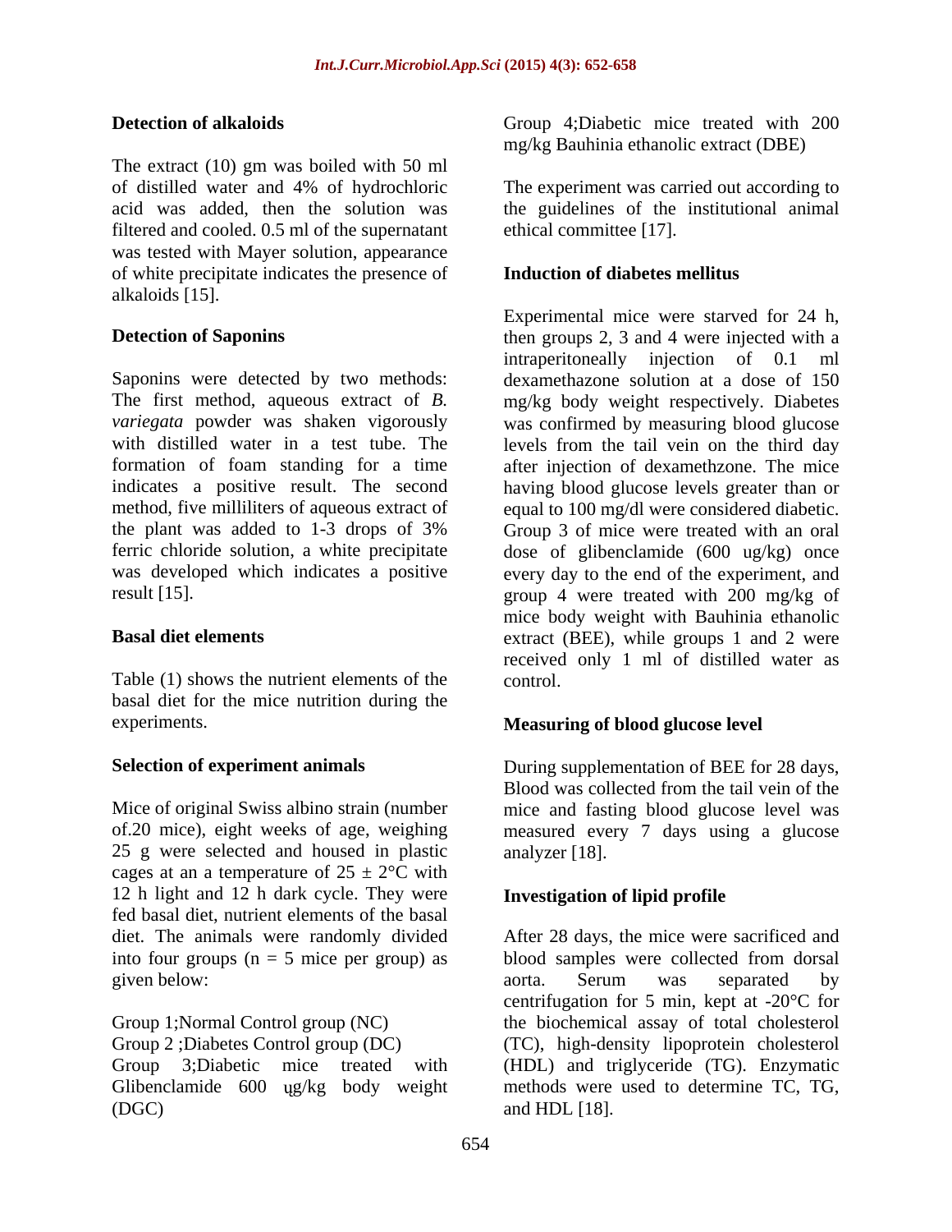**Detection of alkaloids**

The extract (10) gm was boiled with 50 ml of distilled water and 4% of hydrochloric acid was added, then the solution was filtered and cooled. 0.5 ml of the supernatant was tested with Mayer solution, appearance of white precipitate indicates the presence of alkaloids [15].

**Detection of Saponins**

Saponins were detected by two methods: The first method, aqueous extract of *B. variegata* powder was shaken vigorously with distilled water in a test tube. The formation of foam standing for a time indicates a positive result. The second method, five milliliters of aqueous extract of the plant was added to 1-3 drops of 3% ferric chloride solution, a white precipitate was developed which indicates a positive result [15].

**Basal diet elements**

Table (1) shows the nutrient elements of the basal diet for the mice nutrition during the experiments.

**Selection of experiment animals**

Mice of original Swiss albino strain (number of.20 mice), eight weeks of age, weighing 25 g were selected and housed in plastic cages at an a temperature of 25 ± 2°C with 12 h light and 12 h dark cycle. They were fed basal diet, nutrient elements of the basal diet. The animals were randomly divided into four groups (n = 5 mice per group) as given below:

Group 1;Normal Control group (NC)
Group 2 ;Diabetes Control group (DC)
Group 3;Diabetic mice treated with Glibenclamide 600 ug/kg body weight (DGC)
Group 4;Diabetic mice treated with 200 mg/kg Bauhinia ethanolic extract (DBE)

The experiment was carried out according to the guidelines of the institutional animal ethical committee [17].

**Induction of diabetes mellitus**

Experimental mice were starved for 24 h, then groups 2, 3 and 4 were injected with a intraperitoneally injection of 0.1 ml dexamethazone solution at a dose of 150 mg/kg body weight respectively. Diabetes was confirmed by measuring blood glucose levels from the tail vein on the third day after injection of dexamethzone. The mice having blood glucose levels greater than or equal to 100 mg/dl were considered diabetic. Group 3 of mice were treated with an oral dose of glibenclamide (600 ug/kg) once every day to the end of the experiment, and group 4 were treated with 200 mg/kg of mice body weight with Bauhinia ethanolic extract (BEE), while groups 1 and 2 were received only 1 ml of distilled water as control.

**Measuring of blood glucose level**

During supplementation of BEE for 28 days, Blood was collected from the tail vein of the mice and fasting blood glucose level was measured every 7 days using a glucose analyzer [18].

**Investigation of lipid profile**

After 28 days, the mice were sacrificed and blood samples were collected from dorsal aorta. Serum was separated by centrifugation for 5 min, kept at -20°C for the biochemical assay of total cholesterol (TC), high-density lipoprotein cholesterol (HDL) and triglyceride (TG). Enzymatic methods were used to determine TC, TG, and HDL [18].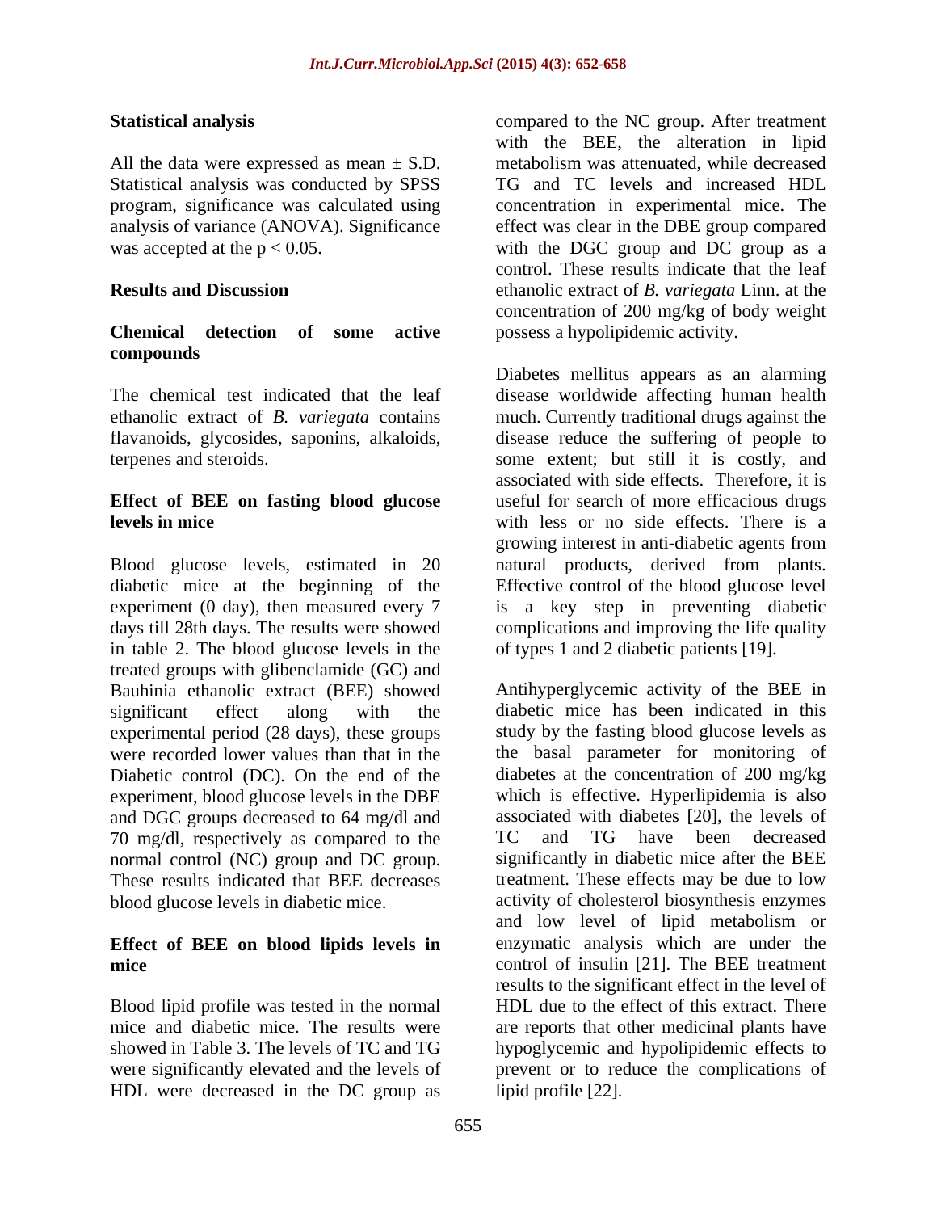### Statistical analysis

All the data were expressed as mean ± S.D. Statistical analysis was conducted by SPSS program, significance was calculated using analysis of variance (ANOVA). Significance was accepted at the $p < 0.05$.

## Results and Discussion

### Chemical detection of some active compounds

The chemical test indicated that the leaf ethanolic extract of *B. variegata* contains flavanoids, glycosides, saponins, alkaloids, terpenes and steroids.

### Effect of BEE on fasting blood glucose levels in mice

Blood glucose levels, estimated in 20 diabetic mice at the beginning of the experiment (0 day), then measured every 7 days till 28th days. The results were showed in table 2. The blood glucose levels in the treated groups with glibenclamide (GC) and Bauhinia ethanolic extract (BEE) showed significant effect along with the experimental period (28 days), these groups were recorded lower values than that in the Diabetic control (DC). On the end of the experiment, blood glucose levels in the DBE and DGC groups decreased to 64 mg/dl and 70 mg/dl, respectively as compared to the normal control (NC) group and DC group. These results indicated that BEE decreases blood glucose levels in diabetic mice.

### Effect of BEE on blood lipids levels in mice

Blood lipid profile was tested in the normal mice and diabetic mice. The results were showed in Table 3. The levels of TC and TG were significantly elevated and the levels of HDL were decreased in the DC group as compared to the NC group. After treatment with the BEE, the alteration in lipid metabolism was attenuated, while decreased TG and TC levels and increased HDL concentration in experimental mice. The effect was clear in the DBE group compared with the DGC group and DC group as a control. These results indicate that the leaf ethanolic extract of *B. variegata* Linn. at the concentration of 200 mg/kg of body weight possess a hypolipidemic activity.

Diabetes mellitus appears as an alarming disease worldwide affecting human health much. Currently traditional drugs against the disease reduce the suffering of people to some extent; but still it is costly, and associated with side effects. Therefore, it is useful for search of more efficacious drugs with less or no side effects. There is a growing interest in anti-diabetic agents from natural products, derived from plants. Effective control of the blood glucose level is a key step in preventing diabetic complications and improving the life quality of types 1 and 2 diabetic patients [19].

Antihyperglycemic activity of the BEE in diabetic mice has been indicated in this study by the fasting blood glucose levels as the basal parameter for monitoring of diabetes at the concentration of 200 mg/kg which is effective. Hyperlipidemia is also associated with diabetes [20], the levels of TC and TG have been decreased significantly in diabetic mice after the BEE treatment. These effects may be due to low activity of cholesterol biosynthesis enzymes and low level of lipid metabolism or enzymatic analysis which are under the control of insulin [21]. The BEE treatment results to the significant effect in the level of HDL due to the effect of this extract. There are reports that other medicinal plants have hypoglycemic and hypolipidemic effects to prevent or to reduce the complications of lipid profile [22].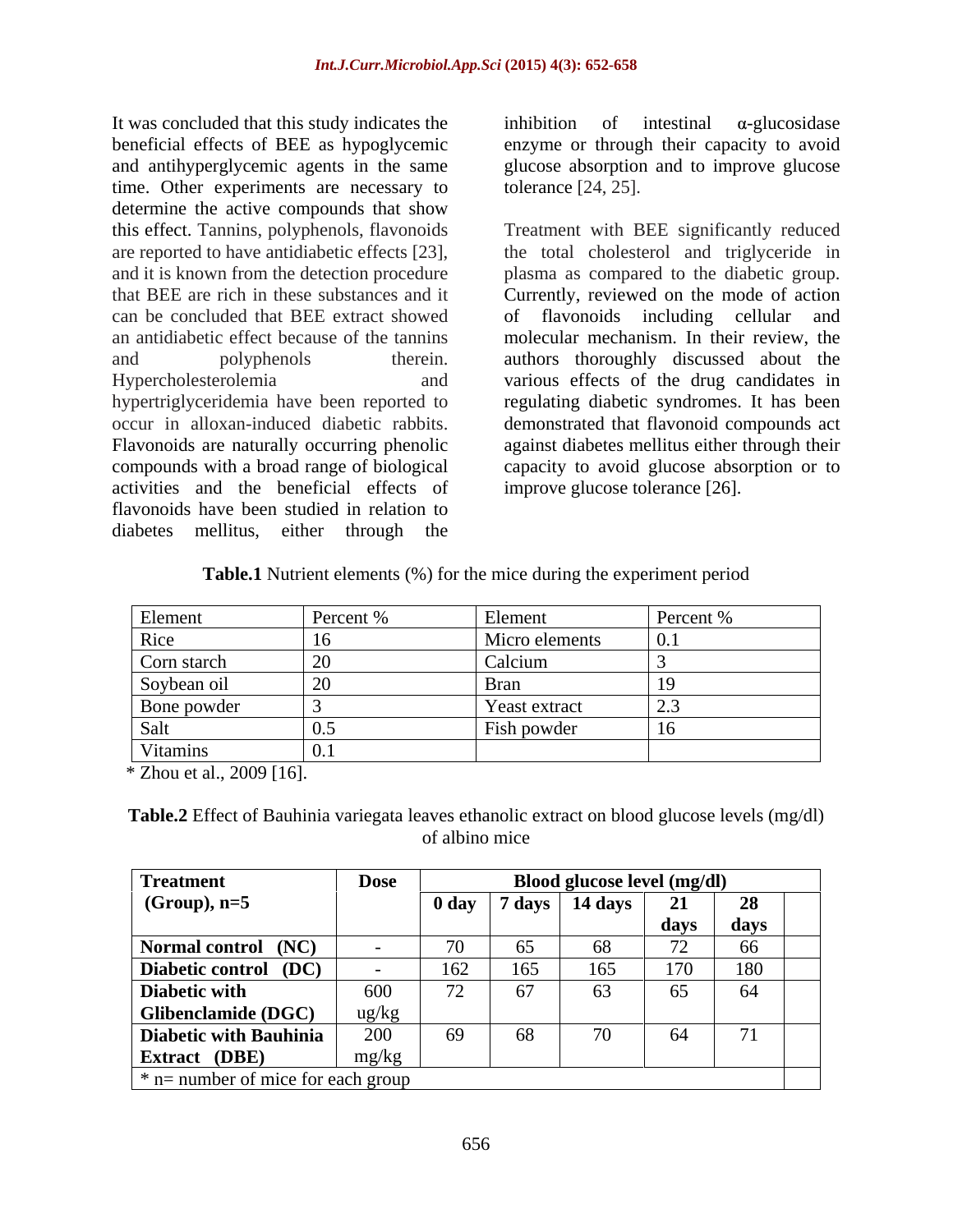It was concluded that this study indicates the beneficial effects of BEE as hypoglycemic and antihyperglycemic agents in the same time. Other experiments are necessary to determine the active compounds that show this effect. Tannins, polyphenols, flavonoids are reported to have antidiabetic effects [23], and it is known from the detection procedure that BEE are rich in these substances and it can be concluded that BEE extract showed an antidiabetic effect because of the tannins and polyphenols therein. Hypercholesterolemia and hypertriglyceridemia have been reported to occur in alloxan-induced diabetic rabbits. Flavonoids are naturally occurring phenolic compounds with a broad range of biological activities and the beneficial effects of flavonoids have been studied in relation to diabetes mellitus, either through the inhibition of intestinal α-glucosidase enzyme or through their capacity to avoid glucose absorption and to improve glucose tolerance [24, 25].

Treatment with BEE significantly reduced the total cholesterol and triglyceride in plasma as compared to the diabetic group. Currently, reviewed on the mode of action of flavonoids including cellular and molecular mechanism. In their review, the authors thoroughly discussed about the various effects of the drug candidates in regulating diabetic syndromes. It has been demonstrated that flavonoid compounds act against diabetes mellitus either through their capacity to avoid glucose absorption or to improve glucose tolerance [26].

**Table.1** Nutrient elements (%) for the mice during the experiment period

| Element | Percent % | Element | Percent % |
|---|---|---|---|
| Rice | 16 | Micro elements | 0.1 |
| Corn starch | 20 | Calcium | 3 |
| Soybean oil | 20 | Bran | 19 |
| Bone powder | 3 | Yeast extract | 2.3 |
| Salt | 0.5 | Fish powder | 16 |
| Vitamins | 0.1 | | |

\* Zhou et al., 2009 [16].

**Table.2** Effect of Bauhinia variegata leaves ethanolic extract on blood glucose levels (mg/dl) of albino mice

| **Treatment (Group), n=5** | **Dose** | **Blood glucose level (mg/dl)** | | | | |
|---|---|---|---|---|---|---|
| | | **0 day** | **7 days** | **14 days** | **21 days** | **28 days** |
| **Normal control (NC)** | - | 70 | 65 | 68 | 72 | 66 |
| **Diabetic control (DC)** | - | 162 | 165 | 165 | 170 | 180 |
| **Diabetic with Glibenclamide (DGC)** | 600 ug/kg | 72 | 67 | 63 | 65 | 64 |
| **Diabetic with Bauhinia Extract (DBE)** | 200 mg/kg | 69 | 68 | 70 | 64 | 71 |

\* n= number of mice for each group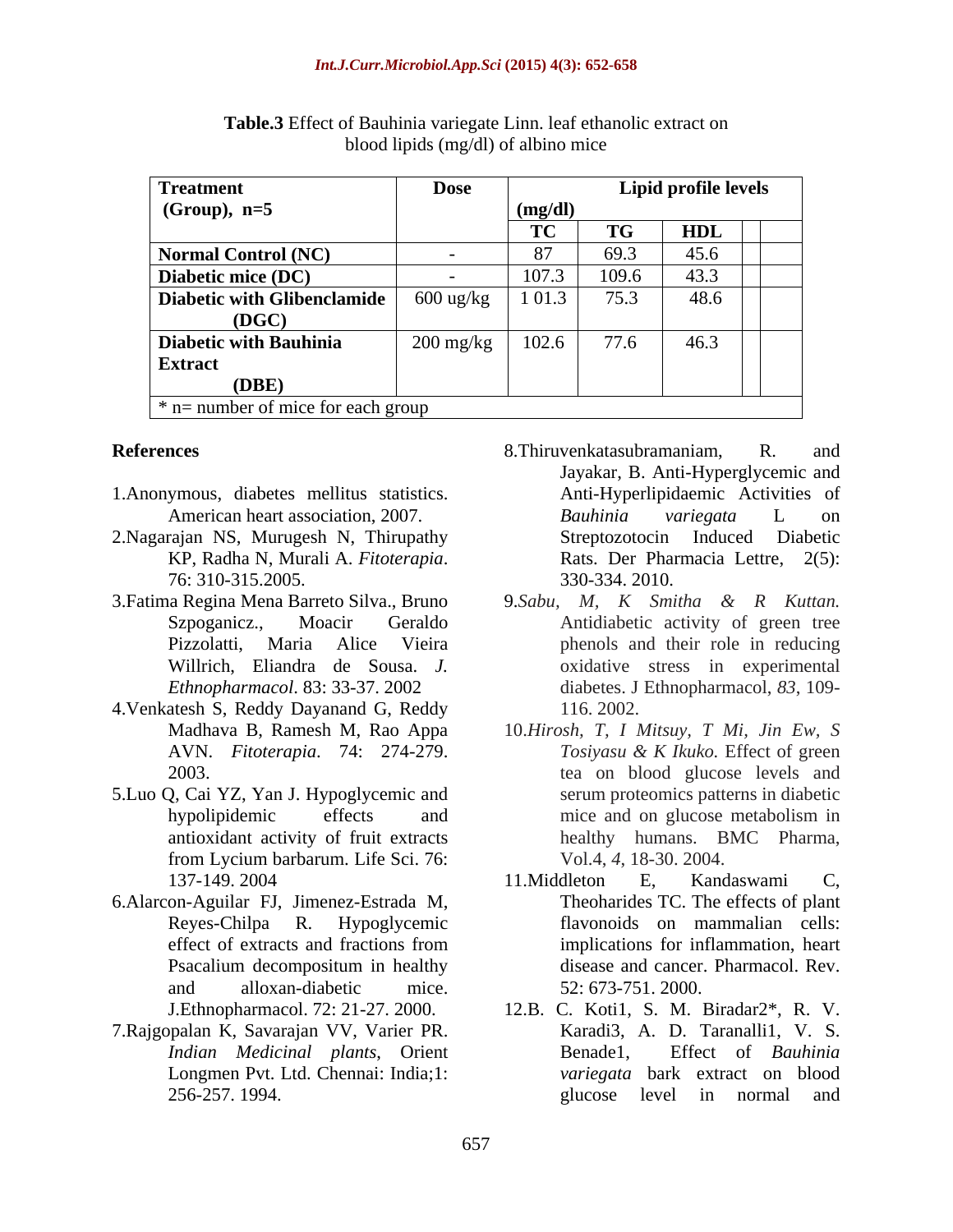**Table.3** Effect of Bauhinia variegate Linn. leaf ethanolic extract on blood lipids (mg/dl) of albino mice

| Treatment (Group), n=5 | Dose | Lipid profile levels (mg/dl) | | | | |
|---|---|---|---|---|---|---|
| | | TC | TG | HDL | | |
| Normal Control (NC) | - | 87 | 69.3 | 45.6 | | |
| Diabetic mice (DC) | - | 107.3 | 109.6 | 43.3 | | |
| Diabetic with Glibenclamide (DGC) | 600 ug/kg | 1 01.3 | 75.3 | 48.6 | | |
| Diabetic with Bauhinia Extract (DBE) | 200 mg/kg | 102.6 | 77.6 | 46.3 | | |

* n= number of mice for each group

**References**

1. Anonymous, diabetes mellitus statistics. American heart association, 2007.
2. Nagarajan NS, Murugesh N, Thirupathy KP, Radha N, Murali A. *Fitoterapia*. 76: 310-315.2005.
3. Fatima Regina Mena Barreto Silva., Bruno Szpoganicz., Moacir Geraldo Pizzolatti, Maria Alice Vieira Willrich, Eliandra de Sousa. *J. Ethnopharmacol*. 83: 33-37. 2002
4. Venkatesh S, Reddy Dayanand G, Reddy Madhava B, Ramesh M, Rao Appa AVN. *Fitoterapia*. 74: 274-279. 2003.
5. Luo Q, Cai YZ, Yan J. Hypoglycemic and hypolipidemic effects and antioxidant activity of fruit extracts from Lycium barbarum. Life Sci. 76: 137-149. 2004
6. Alarcon-Aguilar FJ, Jimenez-Estrada M, Reyes-Chilpa R. Hypoglycemic effect of extracts and fractions from Psacalium decompositum in healthy and alloxan-diabetic mice. J.Ethnopharmacol. 72: 21-27. 2000.
7. Rajgopalan K, Savarajan VV, Varier PR. *Indian Medicinal plants*, Orient Longmen Pvt. Ltd. Chennai: India;1: 256-257. 1994.
8. Thiruvenkatasubramaniam, R. and Jayakar, B. Anti-Hyperglycemic and Anti-Hyperlipidaemic Activities of *Bauhinia variegata* L on Streptozotocin Induced Diabetic Rats. Der Pharmacia Lettre, 2(5): 330-334. 2010.
9. *Sabu, M, K Smitha & R Kuttan.* Antidiabetic activity of green tree phenols and their role in reducing oxidative stress in experimental diabetes. J Ethnopharmacol, *83*, 109-116. 2002.
10. *Hirosh, T, I Mitsuy, T Mi, Jin Ew, S Tosiyasu & K Ikuko.* Effect of green tea on blood glucose levels and serum proteomics patterns in diabetic mice and on glucose metabolism in healthy humans. BMC Pharma, Vol.4, *4*, 18-30. 2004.
11. Middleton E, Kandaswami C, Theoharides TC. The effects of plant flavonoids on mammalian cells: implications for inflammation, heart disease and cancer. Pharmacol. Rev. 52: 673-751. 2000.
12. B. C. Koti1, S. M. Biradar2*, R. V. Karadi3, A. D. Taranalli1, V. S. Benade1, Effect of *Bauhinia variegata* bark extract on blood glucose level in normal and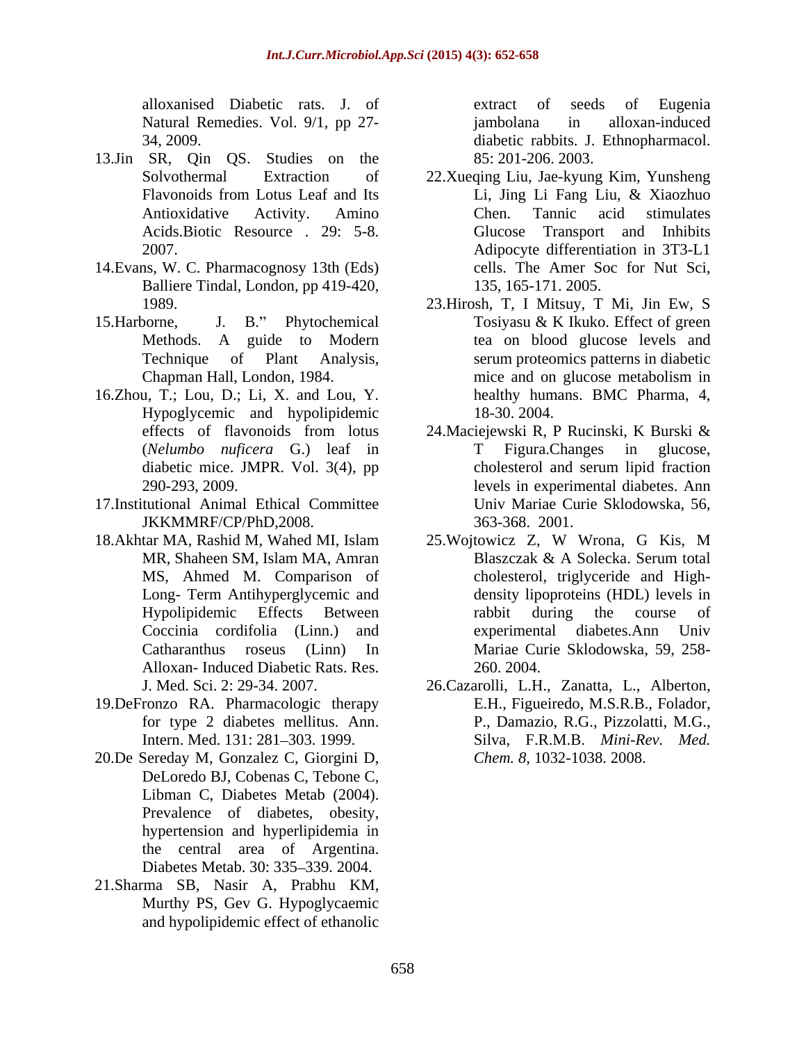alloxanised Diabetic rats. J. of Natural Remedies. Vol. 9/1, pp 27-34, 2009.

13. Jin SR, Qin QS. Studies on the Solvothermal Extraction of Flavonoids from Lotus Leaf and Its Antioxidative Activity. Amino Acids.Biotic Resource . 29: 5-8. 2007.
14. Evans, W. C. Pharmacognosy 13th (Eds) Balliere Tindal, London, pp 419-420, 1989.
15. Harborne, J. B." Phytochemical Methods. A guide to Modern Technique of Plant Analysis, Chapman Hall, London, 1984.
16. Zhou, T.; Lou, D.; Li, X. and Lou, Y. Hypoglycemic and hypolipidemic effects of flavonoids from lotus (*Nelumbo nuficera* G.) leaf in diabetic mice. JMPR. Vol. 3(4), pp 290-293, 2009.
17. Institutional Animal Ethical Committee JKKMMRF/CP/PhD,2008.
18. Akhtar MA, Rashid M, Wahed MI, Islam MR, Shaheen SM, Islam MA, Amran MS, Ahmed M. Comparison of Long- Term Antihyperglycemic and Hypolipidemic Effects Between Coccinia cordifolia (Linn.) and Catharanthus roseus (Linn) In Alloxan- Induced Diabetic Rats. Res. J. Med. Sci. 2: 29-34. 2007.
19. DeFronzo RA. Pharmacologic therapy for type 2 diabetes mellitus. Ann. Intern. Med. 131: 281–303. 1999.
20. De Sereday M, Gonzalez C, Giorgini D, DeLoredo BJ, Cobenas C, Tebone C, Libman C, Diabetes Metab (2004). Prevalence of diabetes, obesity, hypertension and hyperlipidemia in the central area of Argentina. Diabetes Metab. 30: 335–339. 2004.
21. Sharma SB, Nasir A, Prabhu KM, Murthy PS, Gev G. Hypoglycaemic and hypolipidemic effect of ethanolic extract of seeds of Eugenia jambolana in alloxan-induced diabetic rabbits. J. Ethnopharmacol. 85: 201-206. 2003.
22. Xueqing Liu, Jae-kyung Kim, Yunsheng Li, Jing Li Fang Liu, & Xiaozhuo Chen. Tannic acid stimulates Glucose Transport and Inhibits Adipocyte differentiation in 3T3-L1 cells. The Amer Soc for Nut Sci, 135, 165-171. 2005.
23. Hirosh, T, I Mitsuy, T Mi, Jin Ew, S Tosiyasu & K Ikuko. Effect of green tea on blood glucose levels and serum proteomics patterns in diabetic mice and on glucose metabolism in healthy humans. BMC Pharma, 4, 18-30. 2004.
24. Maciejewski R, P Rucinski, K Burski & T Figura.Changes in glucose, cholesterol and serum lipid fraction levels in experimental diabetes. Ann Univ Mariae Curie Sklodowska, 56, 363-368. 2001.
25. Wojtowicz Z, W Wrona, G Kis, M Blaszczak & A Solecka. Serum total cholesterol, triglyceride and High-density lipoproteins (HDL) levels in rabbit during the course of experimental diabetes.Ann Univ Mariae Curie Sklodowska, 59, 258-260. 2004.
26. Cazarolli, L.H., Zanatta, L., Alberton, E.H., Figueiredo, M.S.R.B., Folador, P., Damazio, R.G., Pizzolatti, M.G., Silva, F.R.M.B. *Mini-Rev. Med. Chem. 8*, 1032-1038. 2008.